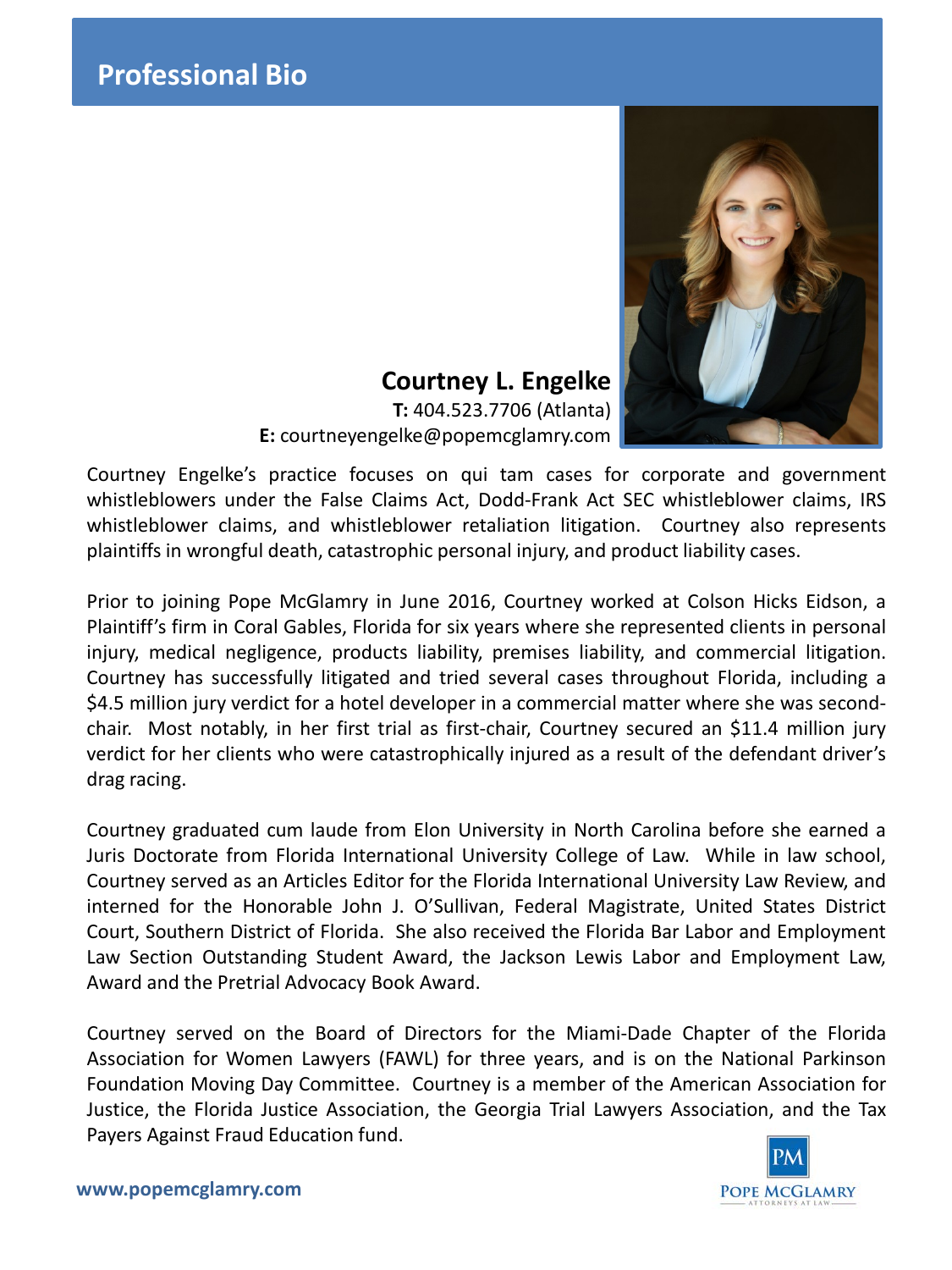# Professional Bio

## Courtney L. Engelke

**T:** 404.523.7706 (Atlanta)
**E:** courtneyengelke@popemcglamry.com

Courtney Engelke's practice focuses on qui tam cases for corporate and government whistleblowers under the False Claims Act, Dodd-Frank Act SEC whistleblower claims, IRS whistleblower claims, and whistleblower retaliation litigation. Courtney also represents plaintiffs in wrongful death, catastrophic personal injury, and product liability cases.

Prior to joining Pope McGlamry in June 2016, Courtney worked at Colson Hicks Eidson, a Plaintiff's firm in Coral Gables, Florida for six years where she represented clients in personal injury, medical negligence, products liability, premises liability, and commercial litigation. Courtney has successfully litigated and tried several cases throughout Florida, including a $4.5 million jury verdict for a hotel developer in a commercial matter where she was second-chair. Most notably, in her first trial as first-chair, Courtney secured an $11.4 million jury verdict for her clients who were catastrophically injured as a result of the defendant driver's drag racing.

Courtney graduated cum laude from Elon University in North Carolina before she earned a Juris Doctorate from Florida International University College of Law. While in law school, Courtney served as an Articles Editor for the Florida International University Law Review, and interned for the Honorable John J. O'Sullivan, Federal Magistrate, United States District Court, Southern District of Florida. She also received the Florida Bar Labor and Employment Law Section Outstanding Student Award, the Jackson Lewis Labor and Employment Law, Award and the Pretrial Advocacy Book Award.

Courtney served on the Board of Directors for the Miami-Dade Chapter of the Florida Association for Women Lawyers (FAWL) for three years, and is on the National Parkinson Foundation Moving Day Committee. Courtney is a member of the American Association for Justice, the Florida Justice Association, the Georgia Trial Lawyers Association, and the Tax Payers Against Fraud Education fund.

www.popemcglamry.com

PM
Pope McGlamry
Attorneys at Law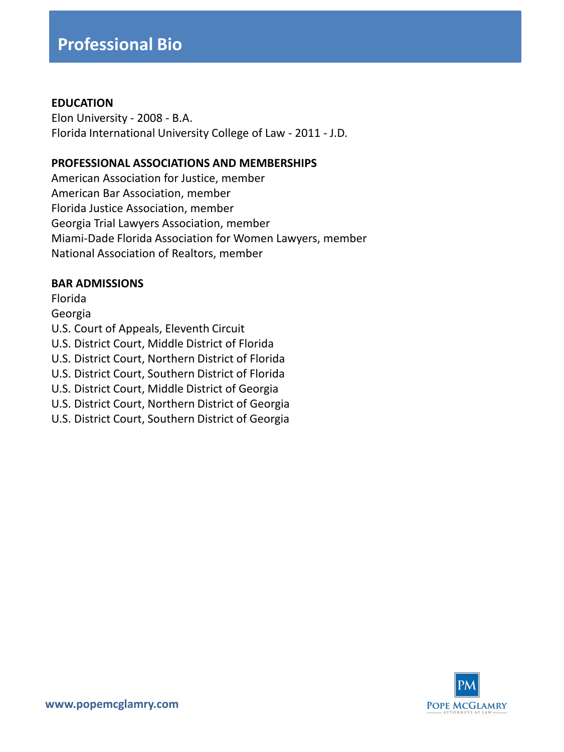# Professional Bio

**EDUCATION**

Elon University - 2008 - B.A.
Florida International University College of Law - 2011 - J.D.

**PROFESSIONAL ASSOCIATIONS AND MEMBERSHIPS**

American Association for Justice, member
American Bar Association, member
Florida Justice Association, member
Georgia Trial Lawyers Association, member
Miami-Dade Florida Association for Women Lawyers, member
National Association of Realtors, member

**BAR ADMISSIONS**

Florida
Georgia
U.S. Court of Appeals, Eleventh Circuit
U.S. District Court, Middle District of Florida
U.S. District Court, Northern District of Florida
U.S. District Court, Southern District of Florida
U.S. District Court, Middle District of Georgia
U.S. District Court, Northern District of Georgia
U.S. District Court, Southern District of Georgia